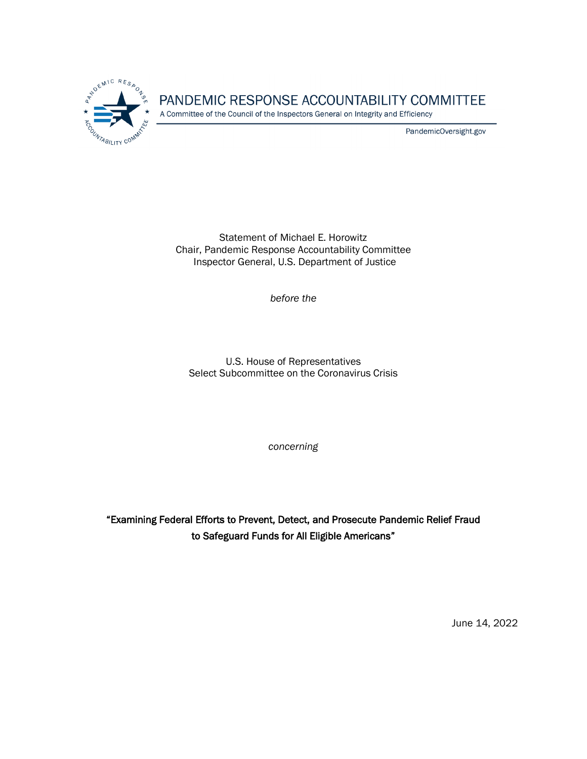PANDEMIC RESPONSE ACCOUNTABILITY COMMITTEE

A Committee of the Council of the Inspectors General on Integrity and Efficiency

PandemicOversight.gov

Statement of Michael E. Horowitz
Chair, Pandemic Response Accountability Committee
Inspector General, U.S. Department of Justice

*before the*

U.S. House of Representatives
Select Subcommittee on the Coronavirus Crisis

*concerning*

**"Examining Federal Efforts to Prevent, Detect, and Prosecute Pandemic Relief Fraud to Safeguard Funds for All Eligible Americans"**

June 14, 2022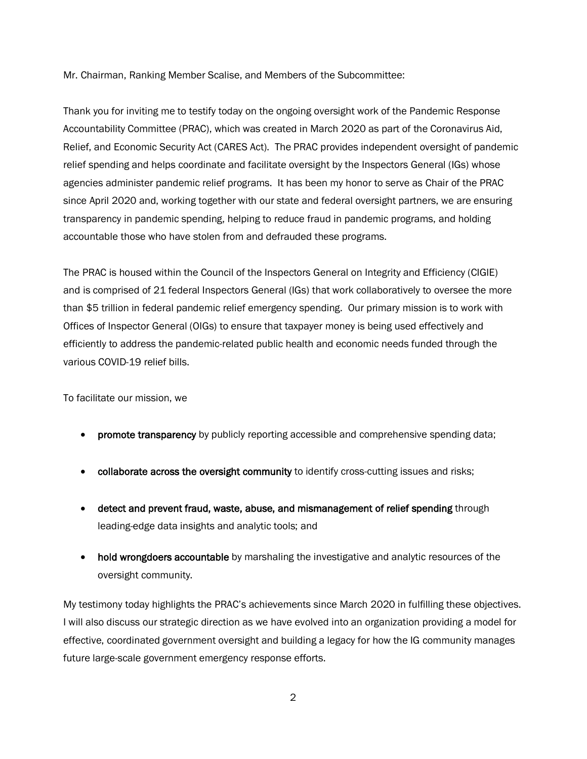Mr. Chairman, Ranking Member Scalise, and Members of the Subcommittee:

Thank you for inviting me to testify today on the ongoing oversight work of the Pandemic Response Accountability Committee (PRAC), which was created in March 2020 as part of the Coronavirus Aid, Relief, and Economic Security Act (CARES Act). The PRAC provides independent oversight of pandemic relief spending and helps coordinate and facilitate oversight by the Inspectors General (IGs) whose agencies administer pandemic relief programs. It has been my honor to serve as Chair of the PRAC since April 2020 and, working together with our state and federal oversight partners, we are ensuring transparency in pandemic spending, helping to reduce fraud in pandemic programs, and holding accountable those who have stolen from and defrauded these programs.

The PRAC is housed within the Council of the Inspectors General on Integrity and Efficiency (CIGIE) and is comprised of 21 federal Inspectors General (IGs) that work collaboratively to oversee the more than $5 trillion in federal pandemic relief emergency spending. Our primary mission is to work with Offices of Inspector General (OIGs) to ensure that taxpayer money is being used effectively and efficiently to address the pandemic-related public health and economic needs funded through the various COVID-19 relief bills.

To facilitate our mission, we

- **promote transparency** by publicly reporting accessible and comprehensive spending data;
- **collaborate across the oversight community** to identify cross-cutting issues and risks;
- **detect and prevent fraud, waste, abuse, and mismanagement of relief spending** through leading-edge data insights and analytic tools; and
- **hold wrongdoers accountable** by marshaling the investigative and analytic resources of the oversight community.

My testimony today highlights the PRAC's achievements since March 2020 in fulfilling these objectives. I will also discuss our strategic direction as we have evolved into an organization providing a model for effective, coordinated government oversight and building a legacy for how the IG community manages future large-scale government emergency response efforts.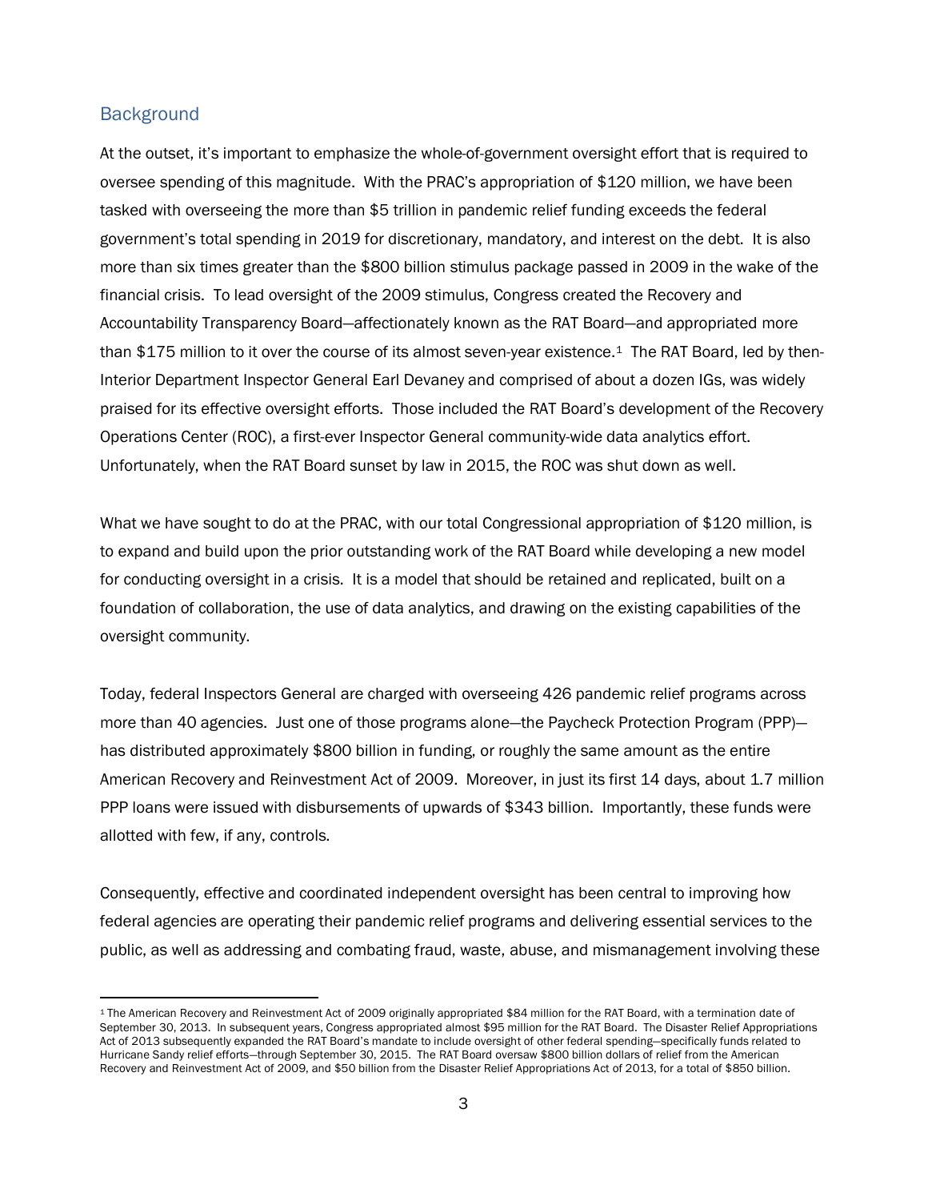## Background

At the outset, it's important to emphasize the whole-of-government oversight effort that is required to oversee spending of this magnitude. With the PRAC's appropriation of $120 million, we have been tasked with overseeing the more than $5 trillion in pandemic relief funding exceeds the federal government's total spending in 2019 for discretionary, mandatory, and interest on the debt. It is also more than six times greater than the $800 billion stimulus package passed in 2009 in the wake of the financial crisis. To lead oversight of the 2009 stimulus, Congress created the Recovery and Accountability Transparency Board—affectionately known as the RAT Board—and appropriated more than $175 million to it over the course of its almost seven-year existence.[1] The RAT Board, led by then-Interior Department Inspector General Earl Devaney and comprised of about a dozen IGs, was widely praised for its effective oversight efforts. Those included the RAT Board's development of the Recovery Operations Center (ROC), a first-ever Inspector General community-wide data analytics effort. Unfortunately, when the RAT Board sunset by law in 2015, the ROC was shut down as well.

What we have sought to do at the PRAC, with our total Congressional appropriation of $120 million, is to expand and build upon the prior outstanding work of the RAT Board while developing a new model for conducting oversight in a crisis. It is a model that should be retained and replicated, built on a foundation of collaboration, the use of data analytics, and drawing on the existing capabilities of the oversight community.

Today, federal Inspectors General are charged with overseeing 426 pandemic relief programs across more than 40 agencies. Just one of those programs alone—the Paycheck Protection Program (PPP)—has distributed approximately $800 billion in funding, or roughly the same amount as the entire American Recovery and Reinvestment Act of 2009. Moreover, in just its first 14 days, about 1.7 million PPP loans were issued with disbursements of upwards of $343 billion. Importantly, these funds were allotted with few, if any, controls.

Consequently, effective and coordinated independent oversight has been central to improving how federal agencies are operating their pandemic relief programs and delivering essential services to the public, as well as addressing and combating fraud, waste, abuse, and mismanagement involving these

---

[1] The American Recovery and Reinvestment Act of 2009 originally appropriated $84 million for the RAT Board, with a termination date of September 30, 2013. In subsequent years, Congress appropriated almost $95 million for the RAT Board. The Disaster Relief Appropriations Act of 2013 subsequently expanded the RAT Board's mandate to include oversight of other federal spending—specifically funds related to Hurricane Sandy relief efforts—through September 30, 2015. The RAT Board oversaw $800 billion dollars of relief from the American Recovery and Reinvestment Act of 2009, and $50 billion from the Disaster Relief Appropriations Act of 2013, for a total of $850 billion.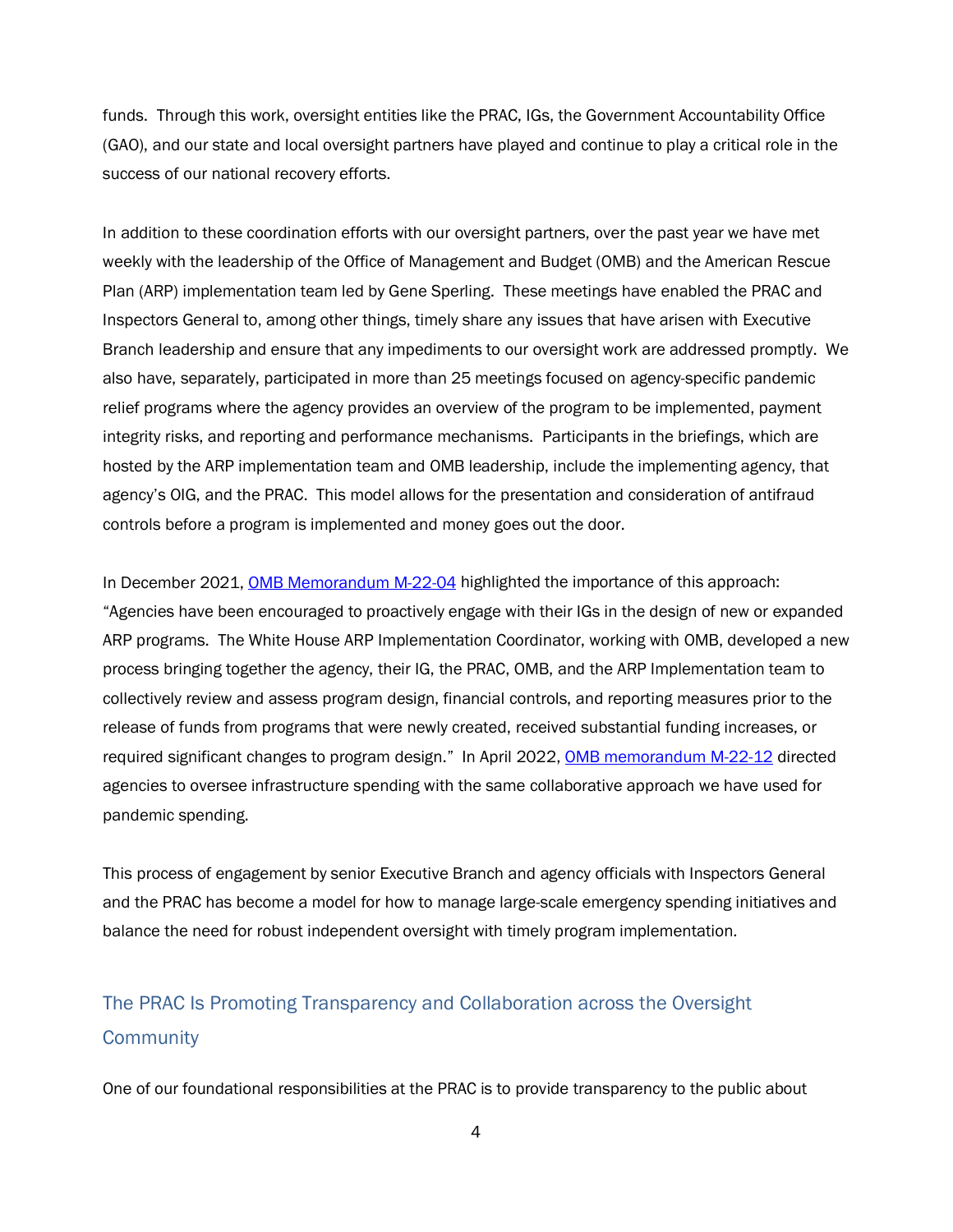funds. Through this work, oversight entities like the PRAC, IGs, the Government Accountability Office (GAO), and our state and local oversight partners have played and continue to play a critical role in the success of our national recovery efforts.

In addition to these coordination efforts with our oversight partners, over the past year we have met weekly with the leadership of the Office of Management and Budget (OMB) and the American Rescue Plan (ARP) implementation team led by Gene Sperling. These meetings have enabled the PRAC and Inspectors General to, among other things, timely share any issues that have arisen with Executive Branch leadership and ensure that any impediments to our oversight work are addressed promptly. We also have, separately, participated in more than 25 meetings focused on agency-specific pandemic relief programs where the agency provides an overview of the program to be implemented, payment integrity risks, and reporting and performance mechanisms. Participants in the briefings, which are hosted by the ARP implementation team and OMB leadership, include the implementing agency, that agency's OIG, and the PRAC. This model allows for the presentation and consideration of antifraud controls before a program is implemented and money goes out the door.

In December 2021, [OMB Memorandum M-22-04] highlighted the importance of this approach: "Agencies have been encouraged to proactively engage with their IGs in the design of new or expanded ARP programs. The White House ARP Implementation Coordinator, working with OMB, developed a new process bringing together the agency, their IG, the PRAC, OMB, and the ARP Implementation team to collectively review and assess program design, financial controls, and reporting measures prior to the release of funds from programs that were newly created, received substantial funding increases, or required significant changes to program design." In April 2022, [OMB memorandum M-22-12] directed agencies to oversee infrastructure spending with the same collaborative approach we have used for pandemic spending.

This process of engagement by senior Executive Branch and agency officials with Inspectors General and the PRAC has become a model for how to manage large-scale emergency spending initiatives and balance the need for robust independent oversight with timely program implementation.

## The PRAC Is Promoting Transparency and Collaboration across the Oversight Community

One of our foundational responsibilities at the PRAC is to provide transparency to the public about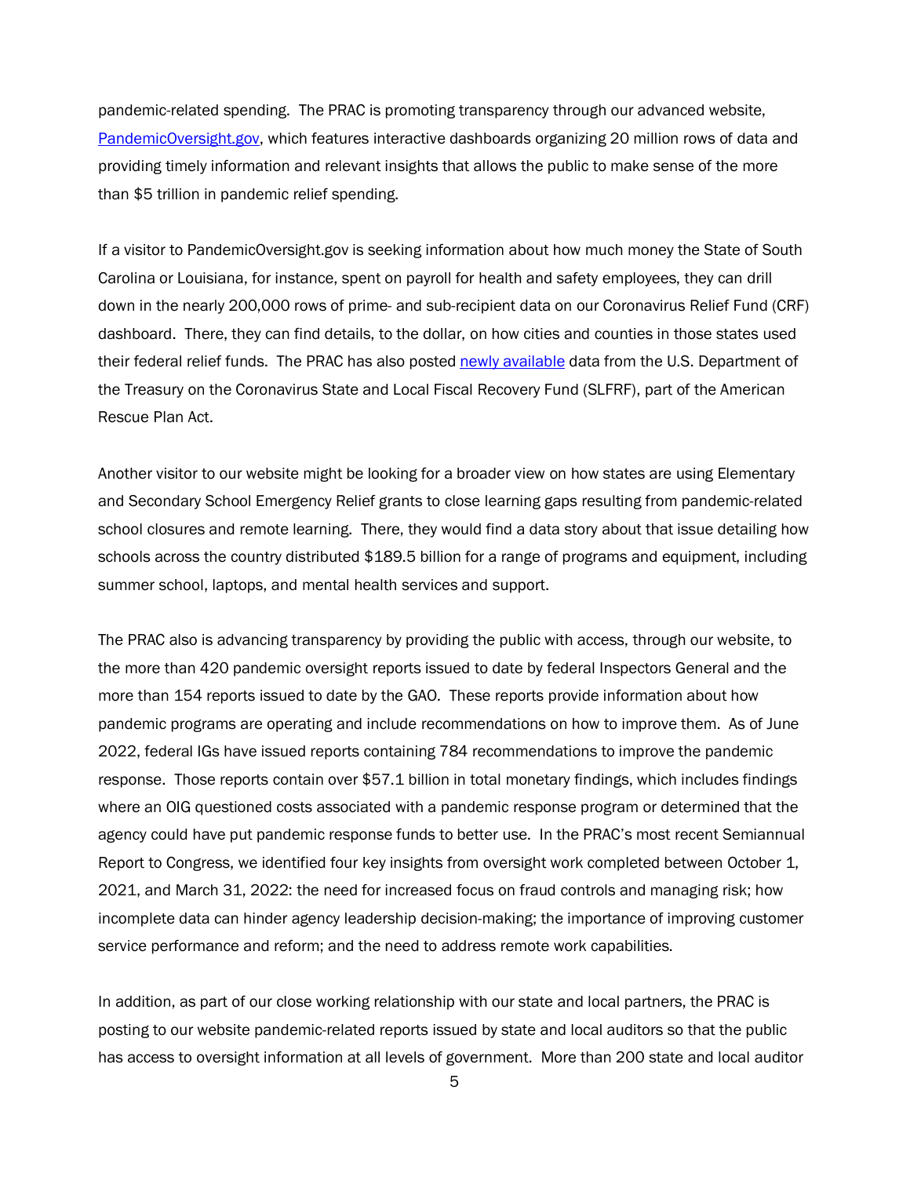pandemic-related spending. The PRAC is promoting transparency through our advanced website, [PandemicOversight.gov](PandemicOversight.gov), which features interactive dashboards organizing 20 million rows of data and providing timely information and relevant insights that allows the public to make sense of the more than $5 trillion in pandemic relief spending.

If a visitor to PandemicOversight.gov is seeking information about how much money the State of South Carolina or Louisiana, for instance, spent on payroll for health and safety employees, they can drill down in the nearly 200,000 rows of prime- and sub-recipient data on our Coronavirus Relief Fund (CRF) dashboard. There, they can find details, to the dollar, on how cities and counties in those states used their federal relief funds. The PRAC has also posted newly available data from the U.S. Department of the Treasury on the Coronavirus State and Local Fiscal Recovery Fund (SLFRF), part of the American Rescue Plan Act.

Another visitor to our website might be looking for a broader view on how states are using Elementary and Secondary School Emergency Relief grants to close learning gaps resulting from pandemic-related school closures and remote learning. There, they would find a data story about that issue detailing how schools across the country distributed $189.5 billion for a range of programs and equipment, including summer school, laptops, and mental health services and support.

The PRAC also is advancing transparency by providing the public with access, through our website, to the more than 420 pandemic oversight reports issued to date by federal Inspectors General and the more than 154 reports issued to date by the GAO. These reports provide information about how pandemic programs are operating and include recommendations on how to improve them. As of June 2022, federal IGs have issued reports containing 784 recommendations to improve the pandemic response. Those reports contain over $57.1 billion in total monetary findings, which includes findings where an OIG questioned costs associated with a pandemic response program or determined that the agency could have put pandemic response funds to better use. In the PRAC's most recent Semiannual Report to Congress, we identified four key insights from oversight work completed between October 1, 2021, and March 31, 2022: the need for increased focus on fraud controls and managing risk; how incomplete data can hinder agency leadership decision-making; the importance of improving customer service performance and reform; and the need to address remote work capabilities.

In addition, as part of our close working relationship with our state and local partners, the PRAC is posting to our website pandemic-related reports issued by state and local auditors so that the public has access to oversight information at all levels of government. More than 200 state and local auditor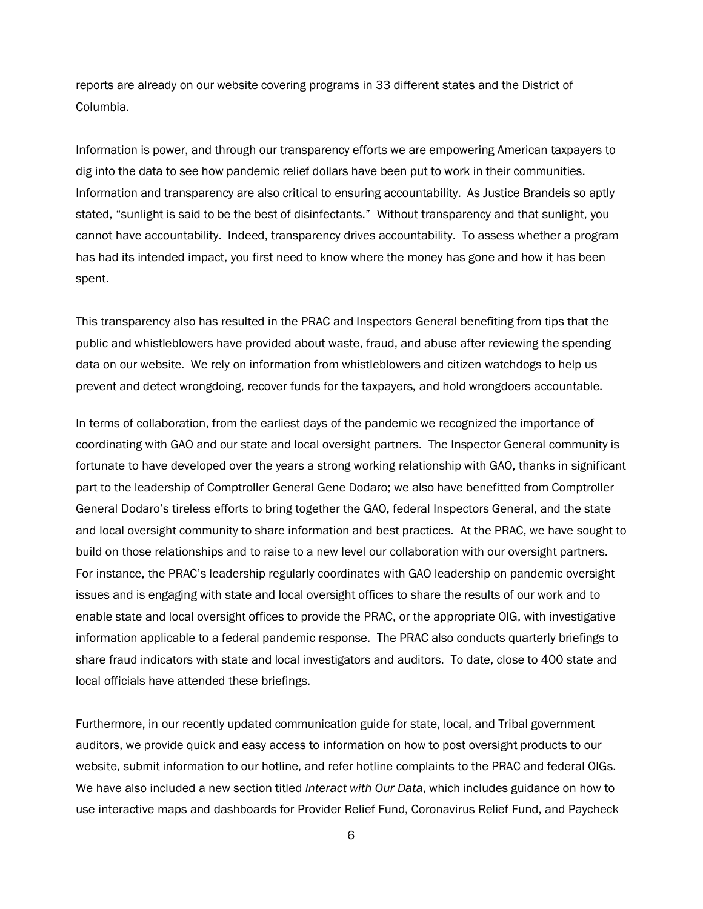reports are already on our website covering programs in 33 different states and the District of Columbia.

Information is power, and through our transparency efforts we are empowering American taxpayers to dig into the data to see how pandemic relief dollars have been put to work in their communities. Information and transparency are also critical to ensuring accountability. As Justice Brandeis so aptly stated, "sunlight is said to be the best of disinfectants." Without transparency and that sunlight, you cannot have accountability. Indeed, transparency drives accountability. To assess whether a program has had its intended impact, you first need to know where the money has gone and how it has been spent.

This transparency also has resulted in the PRAC and Inspectors General benefiting from tips that the public and whistleblowers have provided about waste, fraud, and abuse after reviewing the spending data on our website. We rely on information from whistleblowers and citizen watchdogs to help us prevent and detect wrongdoing, recover funds for the taxpayers, and hold wrongdoers accountable.

In terms of collaboration, from the earliest days of the pandemic we recognized the importance of coordinating with GAO and our state and local oversight partners. The Inspector General community is fortunate to have developed over the years a strong working relationship with GAO, thanks in significant part to the leadership of Comptroller General Gene Dodaro; we also have benefitted from Comptroller General Dodaro's tireless efforts to bring together the GAO, federal Inspectors General, and the state and local oversight community to share information and best practices. At the PRAC, we have sought to build on those relationships and to raise to a new level our collaboration with our oversight partners. For instance, the PRAC's leadership regularly coordinates with GAO leadership on pandemic oversight issues and is engaging with state and local oversight offices to share the results of our work and to enable state and local oversight offices to provide the PRAC, or the appropriate OIG, with investigative information applicable to a federal pandemic response. The PRAC also conducts quarterly briefings to share fraud indicators with state and local investigators and auditors. To date, close to 400 state and local officials have attended these briefings.

Furthermore, in our recently updated communication guide for state, local, and Tribal government auditors, we provide quick and easy access to information on how to post oversight products to our website, submit information to our hotline, and refer hotline complaints to the PRAC and federal OIGs. We have also included a new section titled *Interact with Our Data*, which includes guidance on how to use interactive maps and dashboards for Provider Relief Fund, Coronavirus Relief Fund, and Paycheck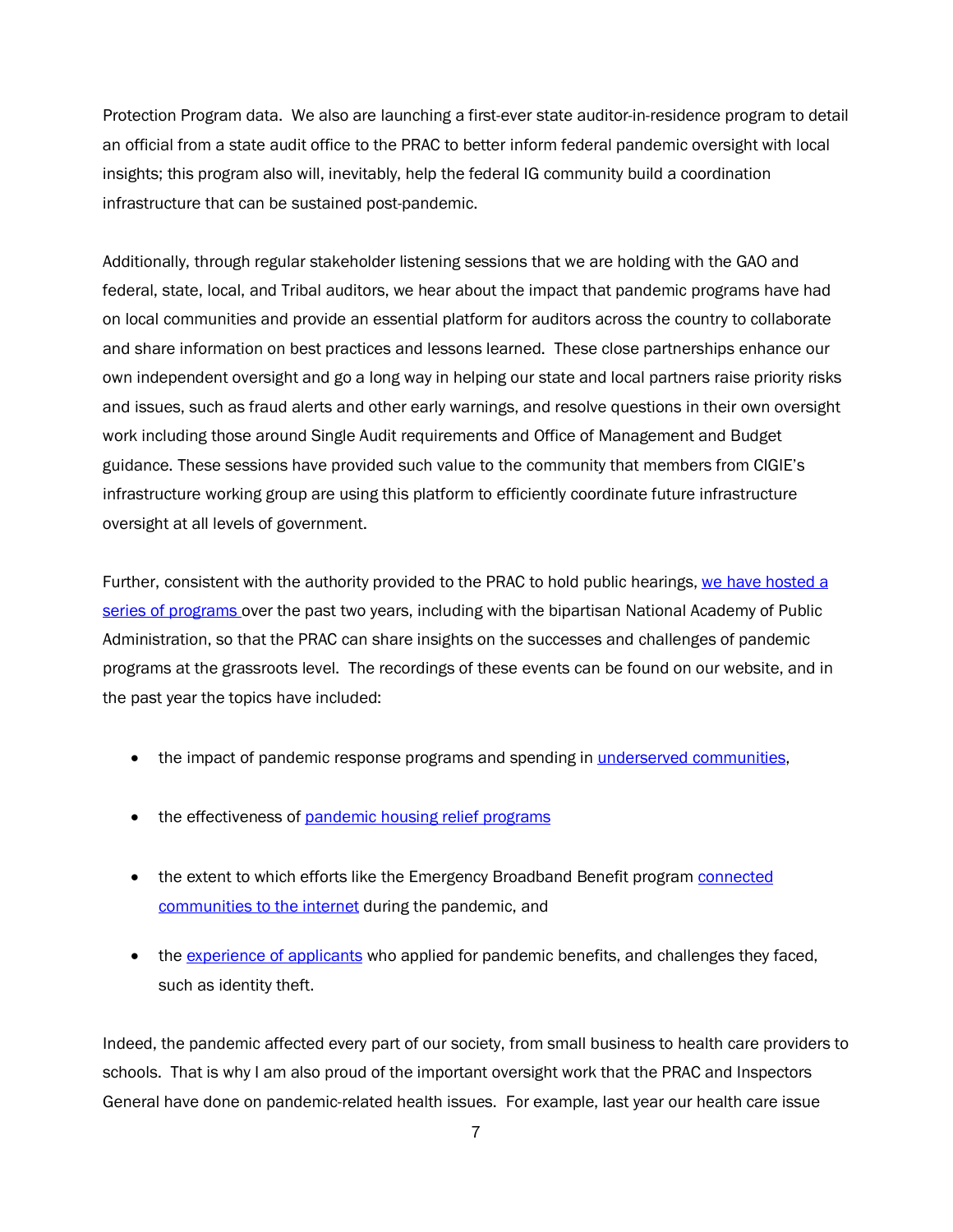Protection Program data.  We also are launching a first-ever state auditor-in-residence program to detail an official from a state audit office to the PRAC to better inform federal pandemic oversight with local insights; this program also will, inevitably, help the federal IG community build a coordination infrastructure that can be sustained post-pandemic.

Additionally, through regular stakeholder listening sessions that we are holding with the GAO and federal, state, local, and Tribal auditors, we hear about the impact that pandemic programs have had on local communities and provide an essential platform for auditors across the country to collaborate and share information on best practices and lessons learned.  These close partnerships enhance our own independent oversight and go a long way in helping our state and local partners raise priority risks and issues, such as fraud alerts and other early warnings, and resolve questions in their own oversight work including those around Single Audit requirements and Office of Management and Budget guidance. These sessions have provided such value to the community that members from CIGIE's infrastructure working group are using this platform to efficiently coordinate future infrastructure oversight at all levels of government.

Further, consistent with the authority provided to the PRAC to hold public hearings, we have hosted a series of programs over the past two years, including with the bipartisan National Academy of Public Administration, so that the PRAC can share insights on the successes and challenges of pandemic programs at the grassroots level.  The recordings of these events can be found on our website, and in the past year the topics have included:

- the impact of pandemic response programs and spending in underserved communities,
- the effectiveness of pandemic housing relief programs
- the extent to which efforts like the Emergency Broadband Benefit program connected communities to the internet during the pandemic, and
- the experience of applicants who applied for pandemic benefits, and challenges they faced, such as identity theft.

Indeed, the pandemic affected every part of our society, from small business to health care providers to schools.  That is why I am also proud of the important oversight work that the PRAC and Inspectors General have done on pandemic-related health issues.  For example, last year our health care issue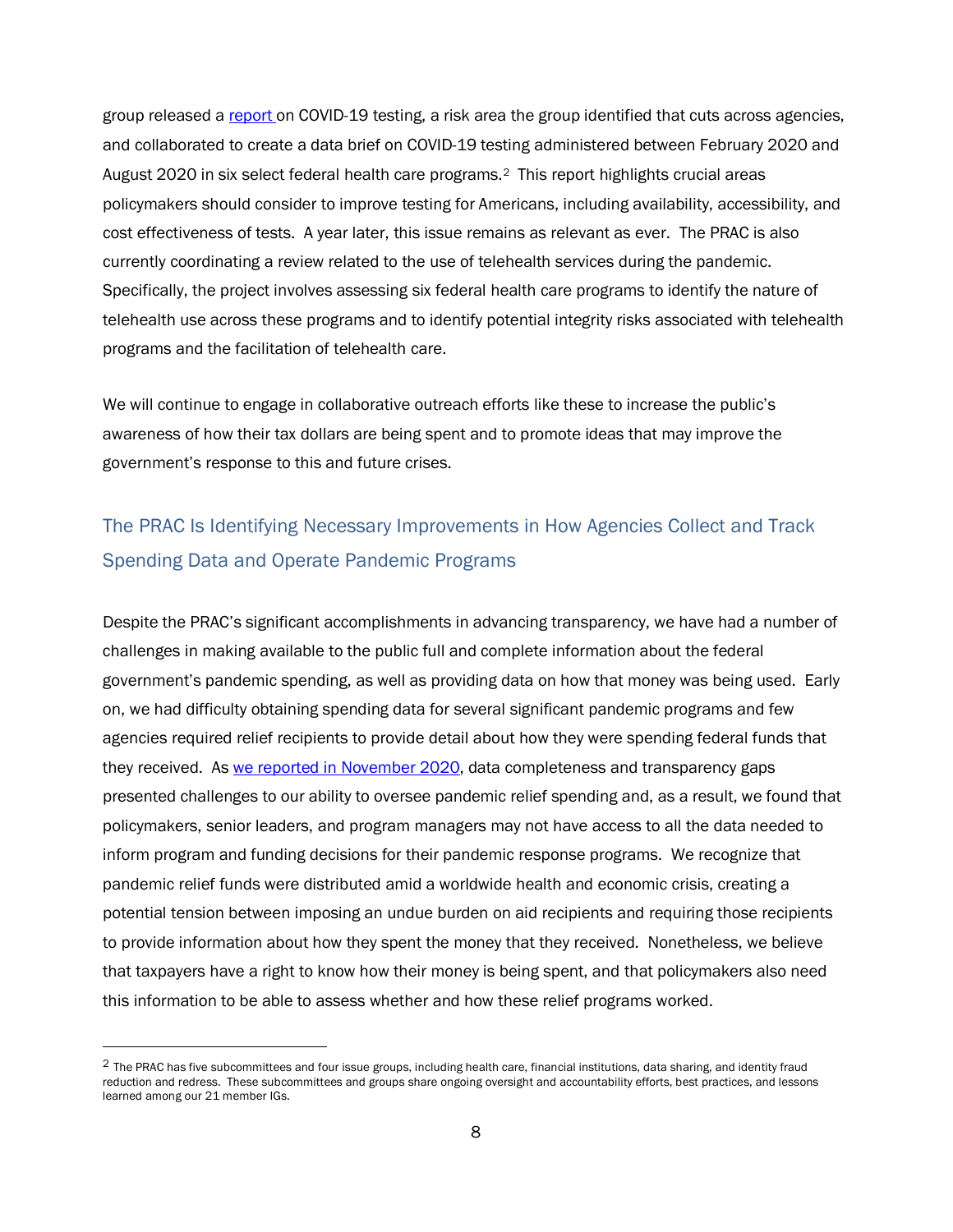group released a [report](#) on COVID-19 testing, a risk area the group identified that cuts across agencies, and collaborated to create a data brief on COVID-19 testing administered between February 2020 and August 2020 in six select federal health care programs.[2] This report highlights crucial areas policymakers should consider to improve testing for Americans, including availability, accessibility, and cost effectiveness of tests. A year later, this issue remains as relevant as ever. The PRAC is also currently coordinating a review related to the use of telehealth services during the pandemic. Specifically, the project involves assessing six federal health care programs to identify the nature of telehealth use across these programs and to identify potential integrity risks associated with telehealth programs and the facilitation of telehealth care.

We will continue to engage in collaborative outreach efforts like these to increase the public's awareness of how their tax dollars are being spent and to promote ideas that may improve the government's response to this and future crises.

## The PRAC Is Identifying Necessary Improvements in How Agencies Collect and Track Spending Data and Operate Pandemic Programs

Despite the PRAC's significant accomplishments in advancing transparency, we have had a number of challenges in making available to the public full and complete information about the federal government's pandemic spending, as well as providing data on how that money was being used. Early on, we had difficulty obtaining spending data for several significant pandemic programs and few agencies required relief recipients to provide detail about how they were spending federal funds that they received. As [we reported in November 2020](#), data completeness and transparency gaps presented challenges to our ability to oversee pandemic relief spending and, as a result, we found that policymakers, senior leaders, and program managers may not have access to all the data needed to inform program and funding decisions for their pandemic response programs. We recognize that pandemic relief funds were distributed amid a worldwide health and economic crisis, creating a potential tension between imposing an undue burden on aid recipients and requiring those recipients to provide information about how they spent the money that they received. Nonetheless, we believe that taxpayers have a right to know how their money is being spent, and that policymakers also need this information to be able to assess whether and how these relief programs worked.

---

[2] The PRAC has five subcommittees and four issue groups, including health care, financial institutions, data sharing, and identity fraud reduction and redress. These subcommittees and groups share ongoing oversight and accountability efforts, best practices, and lessons learned among our 21 member IGs.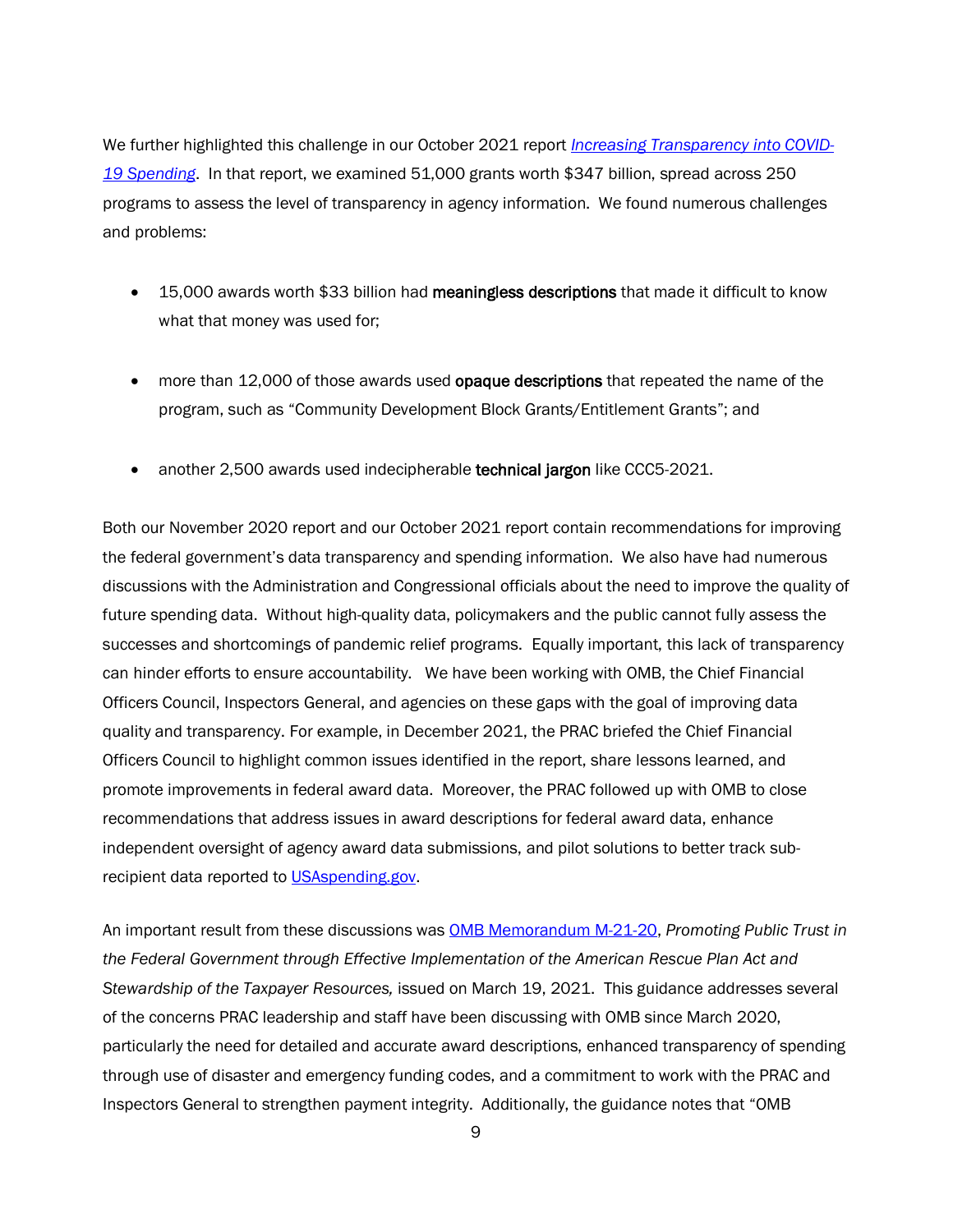We further highlighted this challenge in our October 2021 report [*Increasing Transparency into COVID-19 Spending*](). In that report, we examined 51,000 grants worth $347 billion, spread across 250 programs to assess the level of transparency in agency information. We found numerous challenges and problems:

- 15,000 awards worth $33 billion had **meaningless descriptions** that made it difficult to know what that money was used for;

- more than 12,000 of those awards used **opaque descriptions** that repeated the name of the program, such as "Community Development Block Grants/Entitlement Grants"; and

- another 2,500 awards used indecipherable **technical jargon** like CCC5-2021.

Both our November 2020 report and our October 2021 report contain recommendations for improving the federal government's data transparency and spending information. We also have had numerous discussions with the Administration and Congressional officials about the need to improve the quality of future spending data. Without high-quality data, policymakers and the public cannot fully assess the successes and shortcomings of pandemic relief programs. Equally important, this lack of transparency can hinder efforts to ensure accountability. We have been working with OMB, the Chief Financial Officers Council, Inspectors General, and agencies on these gaps with the goal of improving data quality and transparency. For example, in December 2021, the PRAC briefed the Chief Financial Officers Council to highlight common issues identified in the report, share lessons learned, and promote improvements in federal award data. Moreover, the PRAC followed up with OMB to close recommendations that address issues in award descriptions for federal award data, enhance independent oversight of agency award data submissions, and pilot solutions to better track sub-recipient data reported to [USAspending.gov]().

An important result from these discussions was [OMB Memorandum M-21-20](), *Promoting Public Trust in the Federal Government through Effective Implementation of the American Rescue Plan Act and Stewardship of the Taxpayer Resources,* issued on March 19, 2021. This guidance addresses several of the concerns PRAC leadership and staff have been discussing with OMB since March 2020, particularly the need for detailed and accurate award descriptions, enhanced transparency of spending through use of disaster and emergency funding codes, and a commitment to work with the PRAC and Inspectors General to strengthen payment integrity. Additionally, the guidance notes that "OMB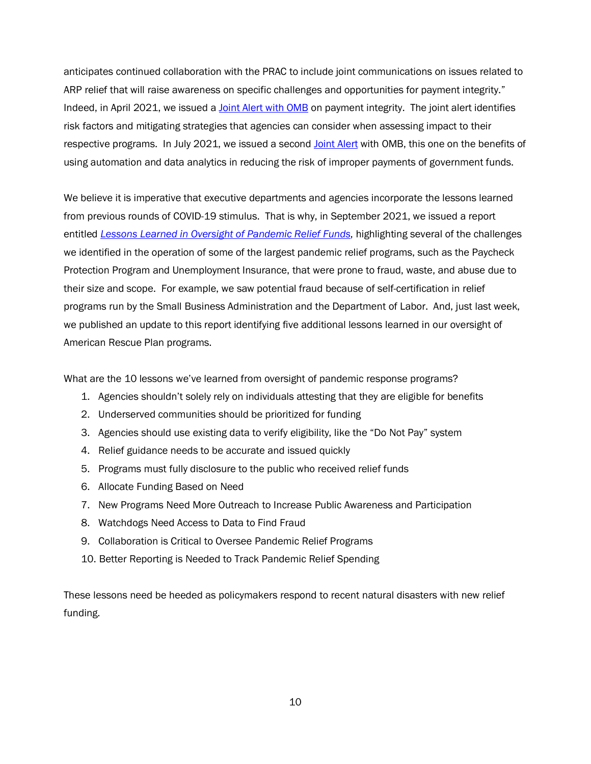anticipates continued collaboration with the PRAC to include joint communications on issues related to ARP relief that will raise awareness on specific challenges and opportunities for payment integrity." Indeed, in April 2021, we issued a Joint Alert with OMB on payment integrity. The joint alert identifies risk factors and mitigating strategies that agencies can consider when assessing impact to their respective programs. In July 2021, we issued a second Joint Alert with OMB, this one on the benefits of using automation and data analytics in reducing the risk of improper payments of government funds.

We believe it is imperative that executive departments and agencies incorporate the lessons learned from previous rounds of COVID-19 stimulus. That is why, in September 2021, we issued a report entitled *Lessons Learned in Oversight of Pandemic Relief Funds*, highlighting several of the challenges we identified in the operation of some of the largest pandemic relief programs, such as the Paycheck Protection Program and Unemployment Insurance, that were prone to fraud, waste, and abuse due to their size and scope. For example, we saw potential fraud because of self-certification in relief programs run by the Small Business Administration and the Department of Labor. And, just last week, we published an update to this report identifying five additional lessons learned in our oversight of American Rescue Plan programs.

What are the 10 lessons we've learned from oversight of pandemic response programs?

1. Agencies shouldn't solely rely on individuals attesting that they are eligible for benefits
2. Underserved communities should be prioritized for funding
3. Agencies should use existing data to verify eligibility, like the "Do Not Pay" system
4. Relief guidance needs to be accurate and issued quickly
5. Programs must fully disclosure to the public who received relief funds
6. Allocate Funding Based on Need
7. New Programs Need More Outreach to Increase Public Awareness and Participation
8. Watchdogs Need Access to Data to Find Fraud
9. Collaboration is Critical to Oversee Pandemic Relief Programs
10. Better Reporting is Needed to Track Pandemic Relief Spending

These lessons need be heeded as policymakers respond to recent natural disasters with new relief funding.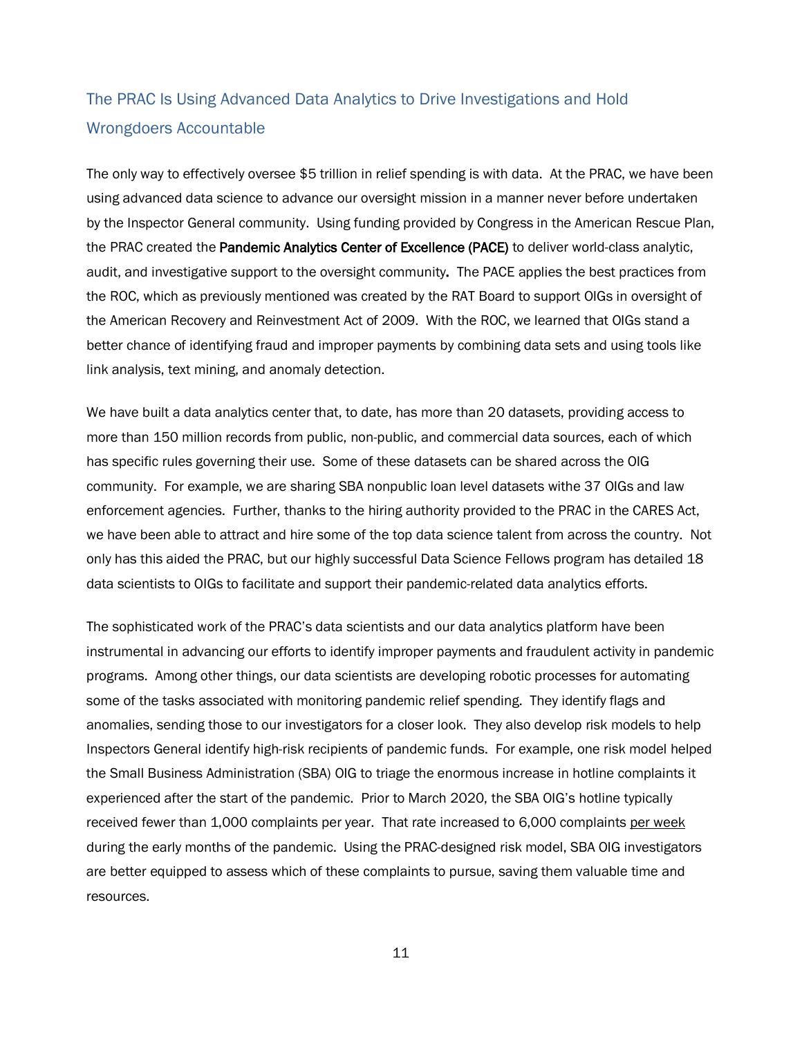## The PRAC Is Using Advanced Data Analytics to Drive Investigations and Hold Wrongdoers Accountable

The only way to effectively oversee $5 trillion in relief spending is with data. At the PRAC, we have been using advanced data science to advance our oversight mission in a manner never before undertaken by the Inspector General community. Using funding provided by Congress in the American Rescue Plan, the PRAC created the **Pandemic Analytics Center of Excellence (PACE)** to deliver world-class analytic, audit, and investigative support to the oversight community**.** The PACE applies the best practices from the ROC, which as previously mentioned was created by the RAT Board to support OIGs in oversight of the American Recovery and Reinvestment Act of 2009. With the ROC, we learned that OIGs stand a better chance of identifying fraud and improper payments by combining data sets and using tools like link analysis, text mining, and anomaly detection.

We have built a data analytics center that, to date, has more than 20 datasets, providing access to more than 150 million records from public, non-public, and commercial data sources, each of which has specific rules governing their use. Some of these datasets can be shared across the OIG community. For example, we are sharing SBA nonpublic loan level datasets withe 37 OIGs and law enforcement agencies. Further, thanks to the hiring authority provided to the PRAC in the CARES Act, we have been able to attract and hire some of the top data science talent from across the country. Not only has this aided the PRAC, but our highly successful Data Science Fellows program has detailed 18 data scientists to OIGs to facilitate and support their pandemic-related data analytics efforts.

The sophisticated work of the PRAC's data scientists and our data analytics platform have been instrumental in advancing our efforts to identify improper payments and fraudulent activity in pandemic programs. Among other things, our data scientists are developing robotic processes for automating some of the tasks associated with monitoring pandemic relief spending. They identify flags and anomalies, sending those to our investigators for a closer look. They also develop risk models to help Inspectors General identify high-risk recipients of pandemic funds. For example, one risk model helped the Small Business Administration (SBA) OIG to triage the enormous increase in hotline complaints it experienced after the start of the pandemic. Prior to March 2020, the SBA OIG's hotline typically received fewer than 1,000 complaints per year. That rate increased to 6,000 complaints <u>per week</u> during the early months of the pandemic. Using the PRAC-designed risk model, SBA OIG investigators are better equipped to assess which of these complaints to pursue, saving them valuable time and resources.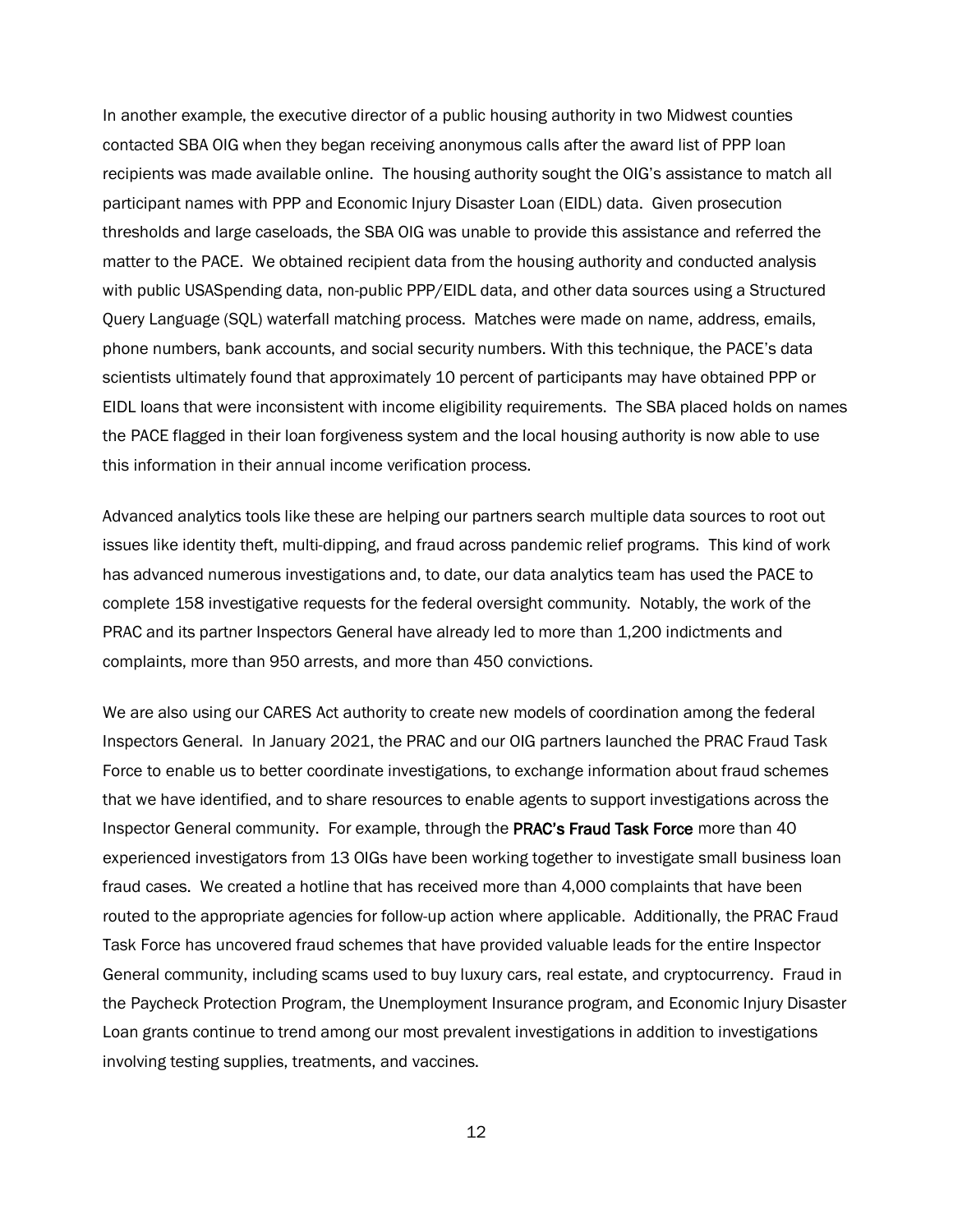In another example, the executive director of a public housing authority in two Midwest counties contacted SBA OIG when they began receiving anonymous calls after the award list of PPP loan recipients was made available online. The housing authority sought the OIG's assistance to match all participant names with PPP and Economic Injury Disaster Loan (EIDL) data. Given prosecution thresholds and large caseloads, the SBA OIG was unable to provide this assistance and referred the matter to the PACE. We obtained recipient data from the housing authority and conducted analysis with public USASpending data, non-public PPP/EIDL data, and other data sources using a Structured Query Language (SQL) waterfall matching process. Matches were made on name, address, emails, phone numbers, bank accounts, and social security numbers. With this technique, the PACE's data scientists ultimately found that approximately 10 percent of participants may have obtained PPP or EIDL loans that were inconsistent with income eligibility requirements. The SBA placed holds on names the PACE flagged in their loan forgiveness system and the local housing authority is now able to use this information in their annual income verification process.

Advanced analytics tools like these are helping our partners search multiple data sources to root out issues like identity theft, multi-dipping, and fraud across pandemic relief programs. This kind of work has advanced numerous investigations and, to date, our data analytics team has used the PACE to complete 158 investigative requests for the federal oversight community. Notably, the work of the PRAC and its partner Inspectors General have already led to more than 1,200 indictments and complaints, more than 950 arrests, and more than 450 convictions.

We are also using our CARES Act authority to create new models of coordination among the federal Inspectors General. In January 2021, the PRAC and our OIG partners launched the PRAC Fraud Task Force to enable us to better coordinate investigations, to exchange information about fraud schemes that we have identified, and to share resources to enable agents to support investigations across the Inspector General community. For example, through the **PRAC's Fraud Task Force** more than 40 experienced investigators from 13 OIGs have been working together to investigate small business loan fraud cases. We created a hotline that has received more than 4,000 complaints that have been routed to the appropriate agencies for follow-up action where applicable. Additionally, the PRAC Fraud Task Force has uncovered fraud schemes that have provided valuable leads for the entire Inspector General community, including scams used to buy luxury cars, real estate, and cryptocurrency. Fraud in the Paycheck Protection Program, the Unemployment Insurance program, and Economic Injury Disaster Loan grants continue to trend among our most prevalent investigations in addition to investigations involving testing supplies, treatments, and vaccines.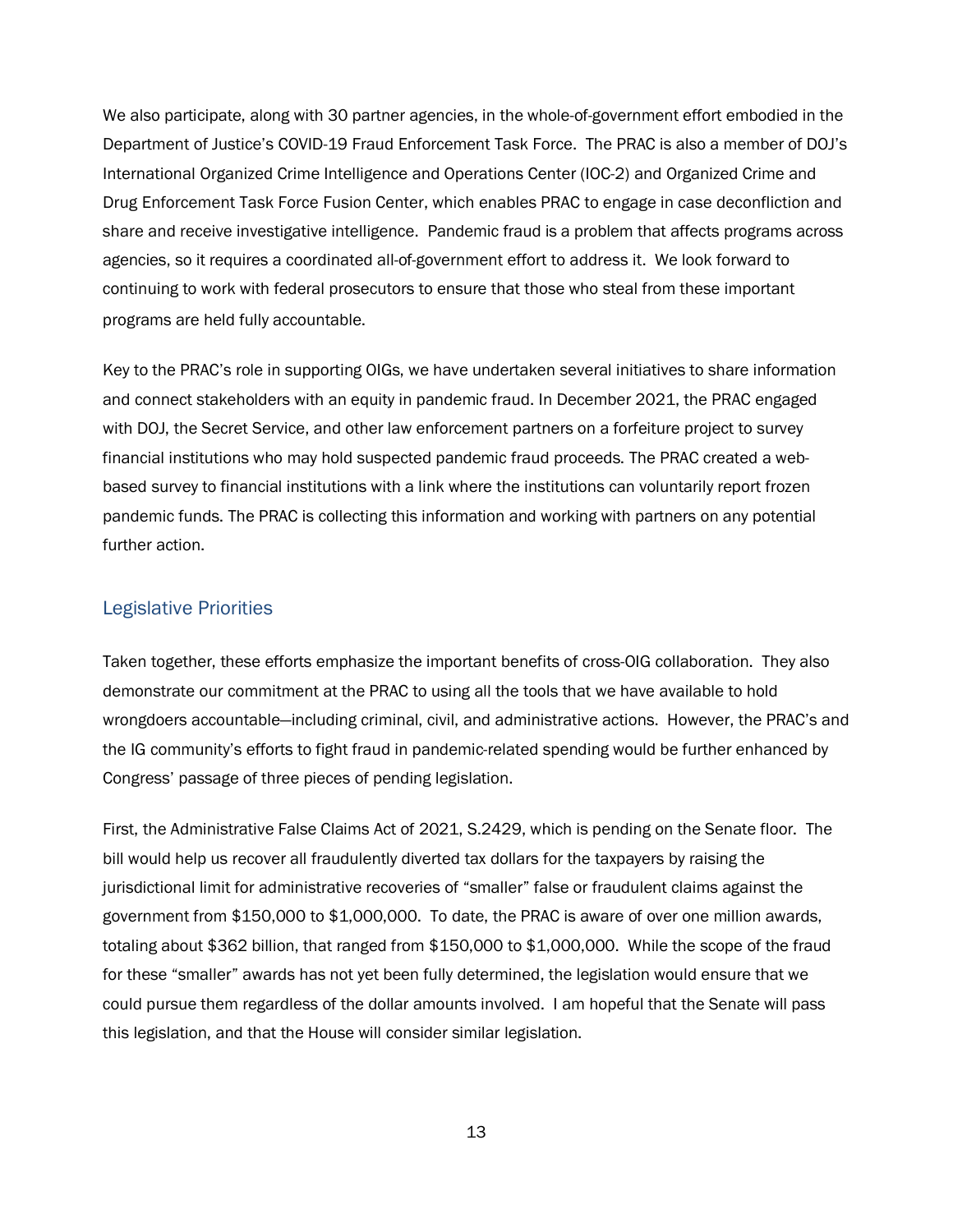We also participate, along with 30 partner agencies, in the whole-of-government effort embodied in the Department of Justice's COVID-19 Fraud Enforcement Task Force. The PRAC is also a member of DOJ's International Organized Crime Intelligence and Operations Center (IOC-2) and Organized Crime and Drug Enforcement Task Force Fusion Center, which enables PRAC to engage in case deconfliction and share and receive investigative intelligence. Pandemic fraud is a problem that affects programs across agencies, so it requires a coordinated all-of-government effort to address it. We look forward to continuing to work with federal prosecutors to ensure that those who steal from these important programs are held fully accountable.

Key to the PRAC's role in supporting OIGs, we have undertaken several initiatives to share information and connect stakeholders with an equity in pandemic fraud. In December 2021, the PRAC engaged with DOJ, the Secret Service, and other law enforcement partners on a forfeiture project to survey financial institutions who may hold suspected pandemic fraud proceeds. The PRAC created a web-based survey to financial institutions with a link where the institutions can voluntarily report frozen pandemic funds. The PRAC is collecting this information and working with partners on any potential further action.

## Legislative Priorities

Taken together, these efforts emphasize the important benefits of cross-OIG collaboration. They also demonstrate our commitment at the PRAC to using all the tools that we have available to hold wrongdoers accountable—including criminal, civil, and administrative actions. However, the PRAC's and the IG community's efforts to fight fraud in pandemic-related spending would be further enhanced by Congress' passage of three pieces of pending legislation.

First, the Administrative False Claims Act of 2021, S.2429, which is pending on the Senate floor. The bill would help us recover all fraudulently diverted tax dollars for the taxpayers by raising the jurisdictional limit for administrative recoveries of "smaller" false or fraudulent claims against the government from $150,000 to $1,000,000. To date, the PRAC is aware of over one million awards, totaling about $362 billion, that ranged from $150,000 to $1,000,000. While the scope of the fraud for these "smaller" awards has not yet been fully determined, the legislation would ensure that we could pursue them regardless of the dollar amounts involved. I am hopeful that the Senate will pass this legislation, and that the House will consider similar legislation.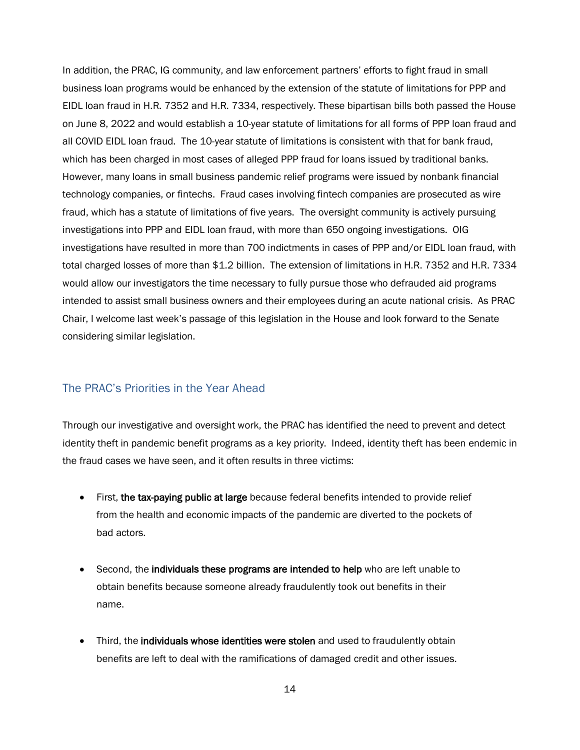In addition, the PRAC, IG community, and law enforcement partners' efforts to fight fraud in small business loan programs would be enhanced by the extension of the statute of limitations for PPP and EIDL loan fraud in H.R. 7352 and H.R. 7334, respectively. These bipartisan bills both passed the House on June 8, 2022 and would establish a 10-year statute of limitations for all forms of PPP loan fraud and all COVID EIDL loan fraud. The 10-year statute of limitations is consistent with that for bank fraud, which has been charged in most cases of alleged PPP fraud for loans issued by traditional banks. However, many loans in small business pandemic relief programs were issued by nonbank financial technology companies, or fintechs. Fraud cases involving fintech companies are prosecuted as wire fraud, which has a statute of limitations of five years. The oversight community is actively pursuing investigations into PPP and EIDL loan fraud, with more than 650 ongoing investigations. OIG investigations have resulted in more than 700 indictments in cases of PPP and/or EIDL loan fraud, with total charged losses of more than $1.2 billion. The extension of limitations in H.R. 7352 and H.R. 7334 would allow our investigators the time necessary to fully pursue those who defrauded aid programs intended to assist small business owners and their employees during an acute national crisis. As PRAC Chair, I welcome last week's passage of this legislation in the House and look forward to the Senate considering similar legislation.

## The PRAC's Priorities in the Year Ahead

Through our investigative and oversight work, the PRAC has identified the need to prevent and detect identity theft in pandemic benefit programs as a key priority. Indeed, identity theft has been endemic in the fraud cases we have seen, and it often results in three victims:

- First, **the tax-paying public at large** because federal benefits intended to provide relief from the health and economic impacts of the pandemic are diverted to the pockets of bad actors.
- Second, the **individuals these programs are intended to help** who are left unable to obtain benefits because someone already fraudulently took out benefits in their name.
- Third, the **individuals whose identities were stolen** and used to fraudulently obtain benefits are left to deal with the ramifications of damaged credit and other issues.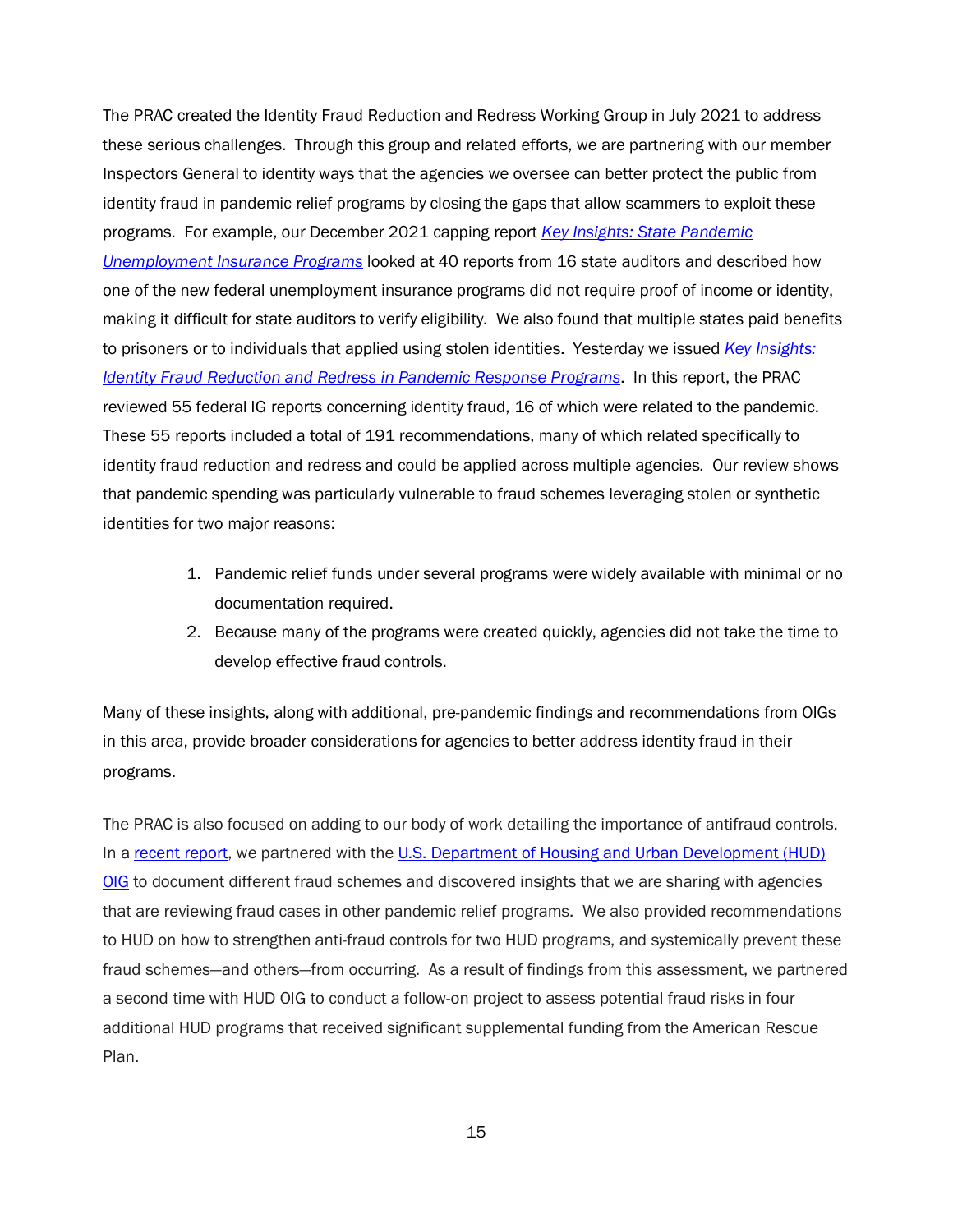The PRAC created the Identity Fraud Reduction and Redress Working Group in July 2021 to address these serious challenges. Through this group and related efforts, we are partnering with our member Inspectors General to identity ways that the agencies we oversee can better protect the public from identity fraud in pandemic relief programs by closing the gaps that allow scammers to exploit these programs. For example, our December 2021 capping report *Key Insights: State Pandemic Unemployment Insurance Programs* looked at 40 reports from 16 state auditors and described how one of the new federal unemployment insurance programs did not require proof of income or identity, making it difficult for state auditors to verify eligibility. We also found that multiple states paid benefits to prisoners or to individuals that applied using stolen identities. Yesterday we issued *Key Insights: Identity Fraud Reduction and Redress in Pandemic Response Programs*. In this report, the PRAC reviewed 55 federal IG reports concerning identity fraud, 16 of which were related to the pandemic. These 55 reports included a total of 191 recommendations, many of which related specifically to identity fraud reduction and redress and could be applied across multiple agencies. Our review shows that pandemic spending was particularly vulnerable to fraud schemes leveraging stolen or synthetic identities for two major reasons:

1. Pandemic relief funds under several programs were widely available with minimal or no documentation required.
2. Because many of the programs were created quickly, agencies did not take the time to develop effective fraud controls.

Many of these insights, along with additional, pre-pandemic findings and recommendations from OIGs in this area, provide broader considerations for agencies to better address identity fraud in their programs.

The PRAC is also focused on adding to our body of work detailing the importance of antifraud controls. In a recent report, we partnered with the U.S. Department of Housing and Urban Development (HUD) OIG to document different fraud schemes and discovered insights that we are sharing with agencies that are reviewing fraud cases in other pandemic relief programs. We also provided recommendations to HUD on how to strengthen anti-fraud controls for two HUD programs, and systemically prevent these fraud schemes—and others—from occurring. As a result of findings from this assessment, we partnered a second time with HUD OIG to conduct a follow-on project to assess potential fraud risks in four additional HUD programs that received significant supplemental funding from the American Rescue Plan.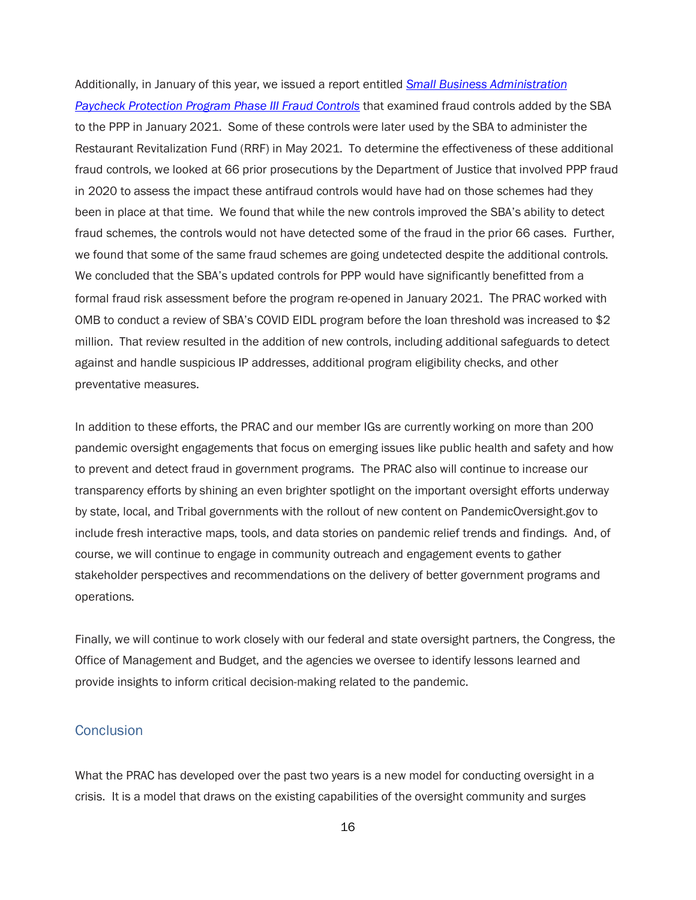Additionally, in January of this year, we issued a report entitled *[Small Business Administration Paycheck Protection Program Phase III Fraud Controls](#)* that examined fraud controls added by the SBA to the PPP in January 2021. Some of these controls were later used by the SBA to administer the Restaurant Revitalization Fund (RRF) in May 2021. To determine the effectiveness of these additional fraud controls, we looked at 66 prior prosecutions by the Department of Justice that involved PPP fraud in 2020 to assess the impact these antifraud controls would have had on those schemes had they been in place at that time. We found that while the new controls improved the SBA's ability to detect fraud schemes, the controls would not have detected some of the fraud in the prior 66 cases. Further, we found that some of the same fraud schemes are going undetected despite the additional controls. We concluded that the SBA's updated controls for PPP would have significantly benefitted from a formal fraud risk assessment before the program re-opened in January 2021. The PRAC worked with OMB to conduct a review of SBA's COVID EIDL program before the loan threshold was increased to $2 million. That review resulted in the addition of new controls, including additional safeguards to detect against and handle suspicious IP addresses, additional program eligibility checks, and other preventative measures.

In addition to these efforts, the PRAC and our member IGs are currently working on more than 200 pandemic oversight engagements that focus on emerging issues like public health and safety and how to prevent and detect fraud in government programs. The PRAC also will continue to increase our transparency efforts by shining an even brighter spotlight on the important oversight efforts underway by state, local, and Tribal governments with the rollout of new content on PandemicOversight.gov to include fresh interactive maps, tools, and data stories on pandemic relief trends and findings. And, of course, we will continue to engage in community outreach and engagement events to gather stakeholder perspectives and recommendations on the delivery of better government programs and operations.

Finally, we will continue to work closely with our federal and state oversight partners, the Congress, the Office of Management and Budget, and the agencies we oversee to identify lessons learned and provide insights to inform critical decision-making related to the pandemic.

## Conclusion

What the PRAC has developed over the past two years is a new model for conducting oversight in a crisis. It is a model that draws on the existing capabilities of the oversight community and surges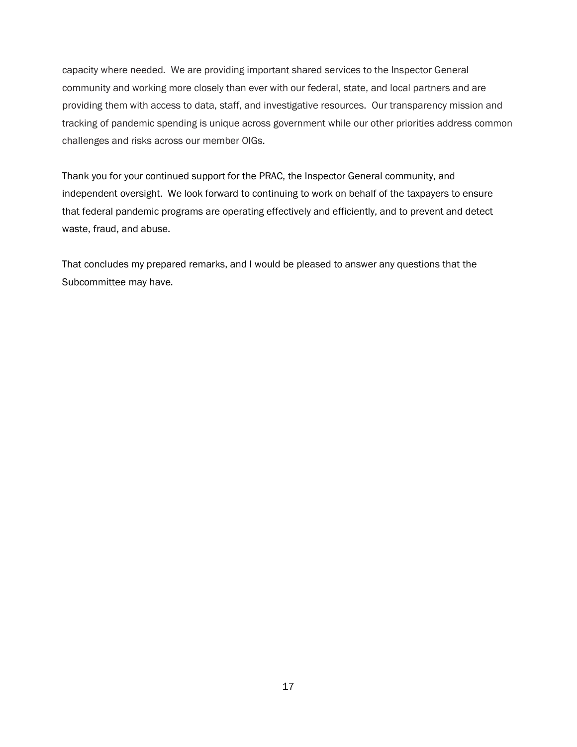capacity where needed. We are providing important shared services to the Inspector General community and working more closely than ever with our federal, state, and local partners and are providing them with access to data, staff, and investigative resources. Our transparency mission and tracking of pandemic spending is unique across government while our other priorities address common challenges and risks across our member OIGs.

Thank you for your continued support for the PRAC, the Inspector General community, and independent oversight. We look forward to continuing to work on behalf of the taxpayers to ensure that federal pandemic programs are operating effectively and efficiently, and to prevent and detect waste, fraud, and abuse.

That concludes my prepared remarks, and I would be pleased to answer any questions that the Subcommittee may have.